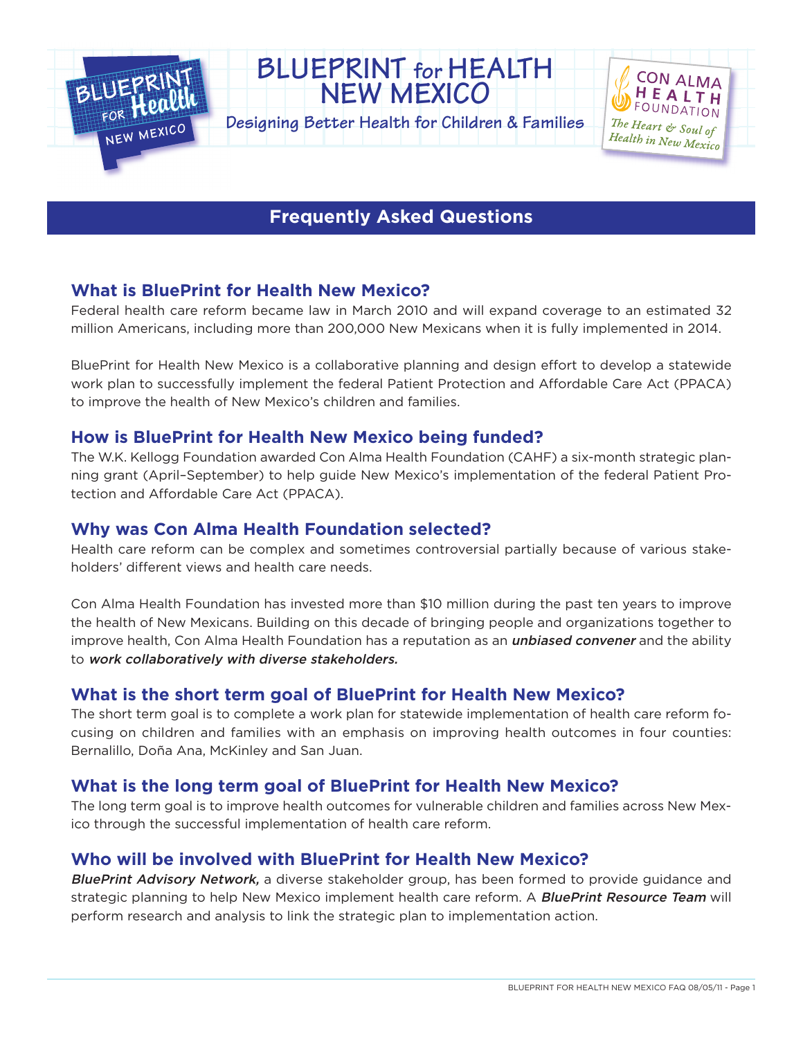# BLUEPRINT for HEALTH NEW MEXICO

**Designing Better Health for Children & Families**

CON ALMA HEALTH FOUNDATION

*The Heart & Soul of Health in New Mexico*

## Frequently Asked Questions

### What is BluePrint for Health New Mexico?

Federal health care reform became law in March 2010 and will expand coverage to an estimated 32 million Americans, including more than 200,000 New Mexicans when it is fully implemented in 2014.

BluePrint for Health New Mexico is a collaborative planning and design effort to develop a statewide work plan to successfully implement the federal Patient Protection and Affordable Care Act (PPACA) to improve the health of New Mexico's children and families.

### How is BluePrint for Health New Mexico being funded?

The W.K. Kellogg Foundation awarded Con Alma Health Foundation (CAHF) a six-month strategic planning grant (April–September) to help guide New Mexico's implementation of the federal Patient Protection and Affordable Care Act (PPACA).

### Why was Con Alma Health Foundation selected?

Health care reform can be complex and sometimes controversial partially because of various stakeholders' different views and health care needs.

Con Alma Health Foundation has invested more than $10 million during the past ten years to improve the health of New Mexicans. Building on this decade of bringing people and organizations together to improve health, Con Alma Health Foundation has a reputation as an ***unbiased convener*** and the ability to ***work collaboratively with diverse stakeholders.***

### What is the short term goal of BluePrint for Health New Mexico?

The short term goal is to complete a work plan for statewide implementation of health care reform focusing on children and families with an emphasis on improving health outcomes in four counties: Bernalillo, Doña Ana, McKinley and San Juan.

### What is the long term goal of BluePrint for Health New Mexico?

The long term goal is to improve health outcomes for vulnerable children and families across New Mexico through the successful implementation of health care reform.

### Who will be involved with BluePrint for Health New Mexico?

***BluePrint Advisory Network,*** a diverse stakeholder group, has been formed to provide guidance and strategic planning to help New Mexico implement health care reform. A ***BluePrint Resource Team*** will perform research and analysis to link the strategic plan to implementation action.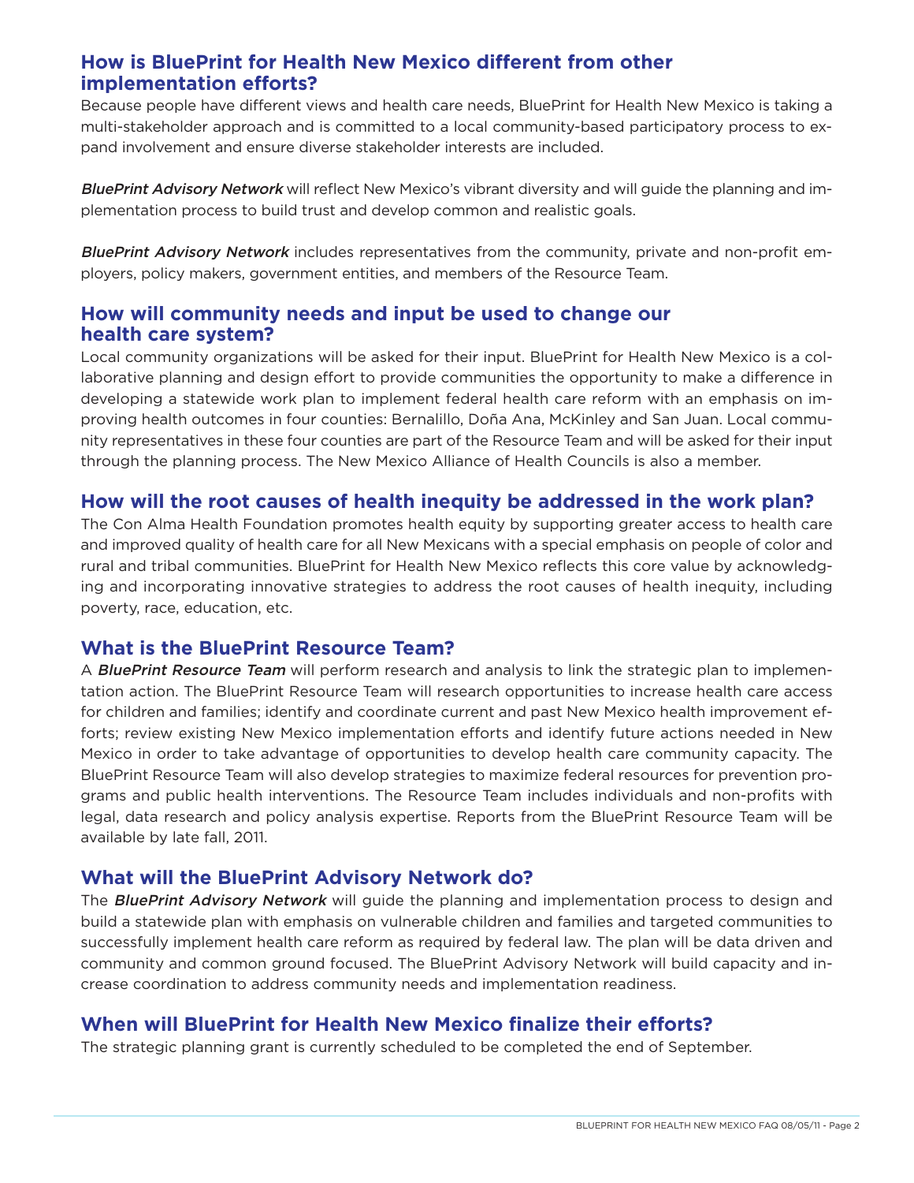## How is BluePrint for Health New Mexico different from other implementation efforts?

Because people have different views and health care needs, BluePrint for Health New Mexico is taking a multi-stakeholder approach and is committed to a local community-based participatory process to expand involvement and ensure diverse stakeholder interests are included.

*BluePrint Advisory Network* will reflect New Mexico's vibrant diversity and will guide the planning and implementation process to build trust and develop common and realistic goals.

*BluePrint Advisory Network* includes representatives from the community, private and non-profit employers, policy makers, government entities, and members of the Resource Team.

## How will community needs and input be used to change our health care system?

Local community organizations will be asked for their input. BluePrint for Health New Mexico is a collaborative planning and design effort to provide communities the opportunity to make a difference in developing a statewide work plan to implement federal health care reform with an emphasis on improving health outcomes in four counties: Bernalillo, Doña Ana, McKinley and San Juan. Local community representatives in these four counties are part of the Resource Team and will be asked for their input through the planning process. The New Mexico Alliance of Health Councils is also a member.

## How will the root causes of health inequity be addressed in the work plan?

The Con Alma Health Foundation promotes health equity by supporting greater access to health care and improved quality of health care for all New Mexicans with a special emphasis on people of color and rural and tribal communities. BluePrint for Health New Mexico reflects this core value by acknowledging and incorporating innovative strategies to address the root causes of health inequity, including poverty, race, education, etc.

## What is the BluePrint Resource Team?

A ***BluePrint Resource Team*** will perform research and analysis to link the strategic plan to implementation action. The BluePrint Resource Team will research opportunities to increase health care access for children and families; identify and coordinate current and past New Mexico health improvement efforts; review existing New Mexico implementation efforts and identify future actions needed in New Mexico in order to take advantage of opportunities to develop health care community capacity. The BluePrint Resource Team will also develop strategies to maximize federal resources for prevention programs and public health interventions. The Resource Team includes individuals and non-profits with legal, data research and policy analysis expertise. Reports from the BluePrint Resource Team will be available by late fall, 2011.

## What will the BluePrint Advisory Network do?

The ***BluePrint Advisory Network*** will guide the planning and implementation process to design and build a statewide plan with emphasis on vulnerable children and families and targeted communities to successfully implement health care reform as required by federal law. The plan will be data driven and community and common ground focused. The BluePrint Advisory Network will build capacity and increase coordination to address community needs and implementation readiness.

## When will BluePrint for Health New Mexico finalize their efforts?

The strategic planning grant is currently scheduled to be completed the end of September.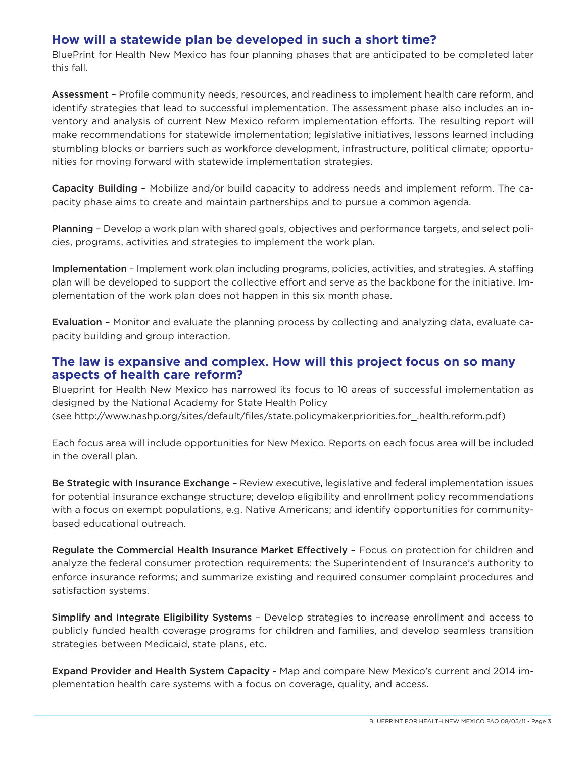## How will a statewide plan be developed in such a short time?

BluePrint for Health New Mexico has four planning phases that are anticipated to be completed later this fall.

**Assessment** – Profile community needs, resources, and readiness to implement health care reform, and identify strategies that lead to successful implementation. The assessment phase also includes an inventory and analysis of current New Mexico reform implementation efforts. The resulting report will make recommendations for statewide implementation; legislative initiatives, lessons learned including stumbling blocks or barriers such as workforce development, infrastructure, political climate; opportunities for moving forward with statewide implementation strategies.

**Capacity Building** – Mobilize and/or build capacity to address needs and implement reform. The capacity phase aims to create and maintain partnerships and to pursue a common agenda.

**Planning** – Develop a work plan with shared goals, objectives and performance targets, and select policies, programs, activities and strategies to implement the work plan.

**Implementation** – Implement work plan including programs, policies, activities, and strategies. A staffing plan will be developed to support the collective effort and serve as the backbone for the initiative. Implementation of the work plan does not happen in this six month phase.

**Evaluation** – Monitor and evaluate the planning process by collecting and analyzing data, evaluate capacity building and group interaction.

## The law is expansive and complex. How will this project focus on so many aspects of health care reform?

Blueprint for Health New Mexico has narrowed its focus to 10 areas of successful implementation as designed by the National Academy for State Health Policy
(see http://www.nashp.org/sites/default/files/state.policymaker.priorities.for_.health.reform.pdf)

Each focus area will include opportunities for New Mexico. Reports on each focus area will be included in the overall plan.

**Be Strategic with Insurance Exchange** – Review executive, legislative and federal implementation issues for potential insurance exchange structure; develop eligibility and enrollment policy recommendations with a focus on exempt populations, e.g. Native Americans; and identify opportunities for community-based educational outreach.

**Regulate the Commercial Health Insurance Market Effectively** – Focus on protection for children and analyze the federal consumer protection requirements; the Superintendent of Insurance's authority to enforce insurance reforms; and summarize existing and required consumer complaint procedures and satisfaction systems.

**Simplify and Integrate Eligibility Systems** – Develop strategies to increase enrollment and access to publicly funded health coverage programs for children and families, and develop seamless transition strategies between Medicaid, state plans, etc.

**Expand Provider and Health System Capacity** - Map and compare New Mexico's current and 2014 implementation health care systems with a focus on coverage, quality, and access.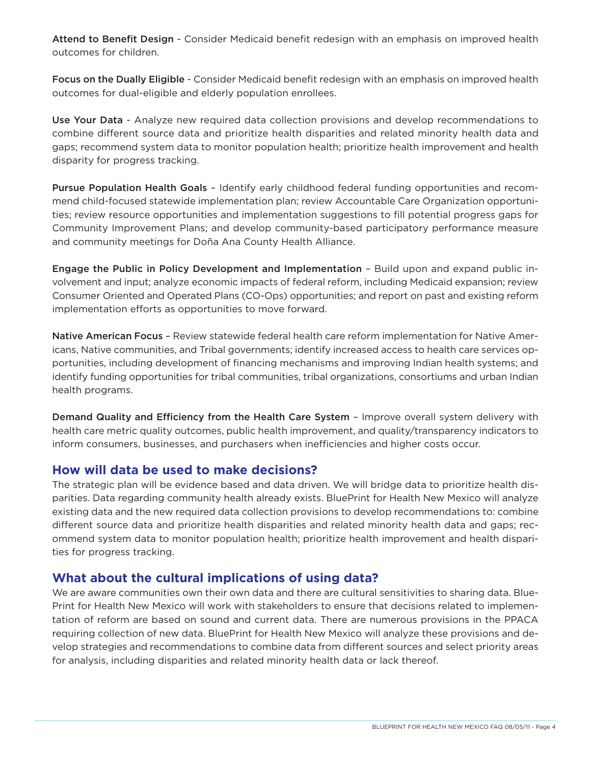**Attend to Benefit Design** - Consider Medicaid benefit redesign with an emphasis on improved health outcomes for children.

**Focus on the Dually Eligible** - Consider Medicaid benefit redesign with an emphasis on improved health outcomes for dual-eligible and elderly population enrollees.

**Use Your Data** - Analyze new required data collection provisions and develop recommendations to combine different source data and prioritize health disparities and related minority health data and gaps; recommend system data to monitor population health; prioritize health improvement and health disparity for progress tracking.

**Pursue Population Health Goals** – Identify early childhood federal funding opportunities and recommend child-focused statewide implementation plan; review Accountable Care Organization opportunities; review resource opportunities and implementation suggestions to fill potential progress gaps for Community Improvement Plans; and develop community-based participatory performance measure and community meetings for Doña Ana County Health Alliance.

**Engage the Public in Policy Development and Implementation** – Build upon and expand public involvement and input; analyze economic impacts of federal reform, including Medicaid expansion; review Consumer Oriented and Operated Plans (CO-Ops) opportunities; and report on past and existing reform implementation efforts as opportunities to move forward.

**Native American Focus** – Review statewide federal health care reform implementation for Native Americans, Native communities, and Tribal governments; identify increased access to health care services opportunities, including development of financing mechanisms and improving Indian health systems; and identify funding opportunities for tribal communities, tribal organizations, consortiums and urban Indian health programs.

**Demand Quality and Efficiency from the Health Care System** – Improve overall system delivery with health care metric quality outcomes, public health improvement, and quality/transparency indicators to inform consumers, businesses, and purchasers when inefficiencies and higher costs occur.

## How will data be used to make decisions?

The strategic plan will be evidence based and data driven. We will bridge data to prioritize health disparities. Data regarding community health already exists. BluePrint for Health New Mexico will analyze existing data and the new required data collection provisions to develop recommendations to: combine different source data and prioritize health disparities and related minority health data and gaps; recommend system data to monitor population health; prioritize health improvement and health disparities for progress tracking.

## What about the cultural implications of using data?

We are aware communities own their own data and there are cultural sensitivities to sharing data. BluePrint for Health New Mexico will work with stakeholders to ensure that decisions related to implementation of reform are based on sound and current data. There are numerous provisions in the PPACA requiring collection of new data. BluePrint for Health New Mexico will analyze these provisions and develop strategies and recommendations to combine data from different sources and select priority areas for analysis, including disparities and related minority health data or lack thereof.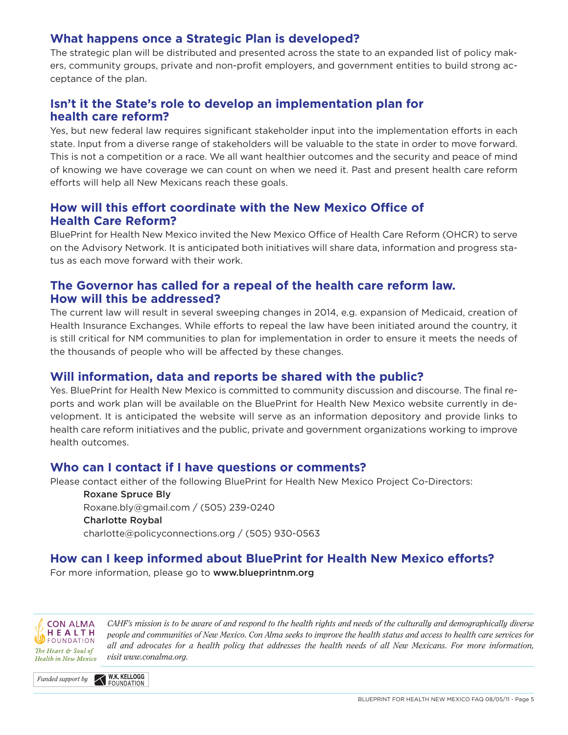## What happens once a Strategic Plan is developed?

The strategic plan will be distributed and presented across the state to an expanded list of policy makers, community groups, private and non-profit employers, and government entities to build strong acceptance of the plan.

## Isn't it the State's role to develop an implementation plan for health care reform?

Yes, but new federal law requires significant stakeholder input into the implementation efforts in each state. Input from a diverse range of stakeholders will be valuable to the state in order to move forward. This is not a competition or a race. We all want healthier outcomes and the security and peace of mind of knowing we have coverage we can count on when we need it. Past and present health care reform efforts will help all New Mexicans reach these goals.

## How will this effort coordinate with the New Mexico Office of Health Care Reform?

BluePrint for Health New Mexico invited the New Mexico Office of Health Care Reform (OHCR) to serve on the Advisory Network. It is anticipated both initiatives will share data, information and progress status as each move forward with their work.

## The Governor has called for a repeal of the health care reform law. How will this be addressed?

The current law will result in several sweeping changes in 2014, e.g. expansion of Medicaid, creation of Health Insurance Exchanges. While efforts to repeal the law have been initiated around the country, it is still critical for NM communities to plan for implementation in order to ensure it meets the needs of the thousands of people who will be affected by these changes.

## Will information, data and reports be shared with the public?

Yes. BluePrint for Health New Mexico is committed to community discussion and discourse. The final reports and work plan will be available on the BluePrint for Health New Mexico website currently in development. It is anticipated the website will serve as an information depository and provide links to health care reform initiatives and the public, private and government organizations working to improve health outcomes.

## Who can I contact if I have questions or comments?

Please contact either of the following BluePrint for Health New Mexico Project Co-Directors:

**Roxane Spruce Bly**
Roxane.bly@gmail.com / (505) 239-0240

**Charlotte Roybal**
charlotte@policyconnections.org / (505) 930-0563

## How can I keep informed about BluePrint for Health New Mexico efforts?

For more information, please go to **www.blueprintnm.org**

CON ALMA HEALTH FOUNDATION
*The Heart & Soul of Health in New Mexico*

*CAHF's mission is to be aware of and respond to the health rights and needs of the culturally and demographically diverse people and communities of New Mexico. Con Alma seeks to improve the health status and access to health care services for all and advocates for a health policy that addresses the health needs of all New Mexicans. For more information, visit www.conalma.org.*

*Funded support by* W.K. KELLOGG FOUNDATION